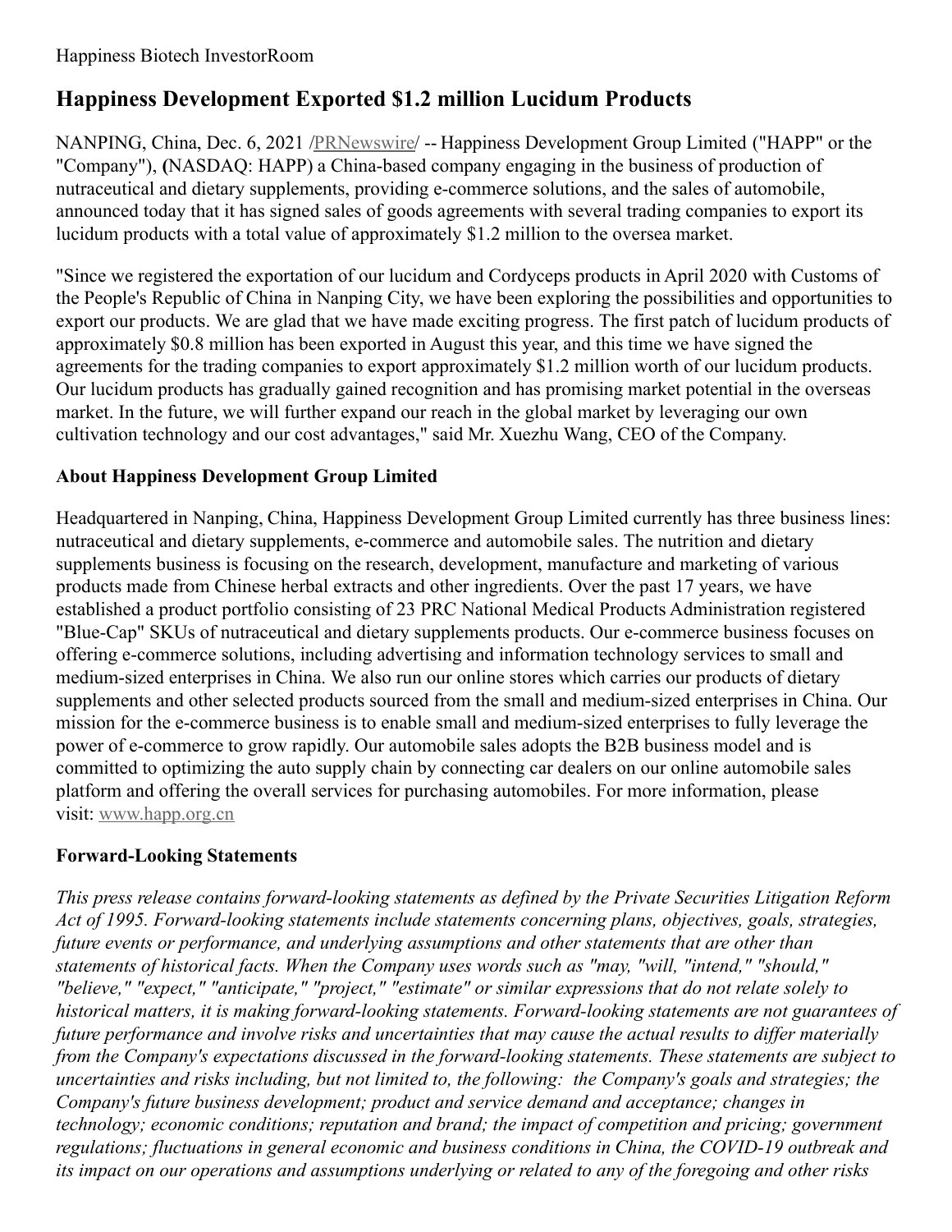Happiness Biotech InvestorRoom

# Happiness Development Exported $1.2 million Lucidum Products

NANPING, China, Dec. 6, 2021 /PRNewswire/ -- Happiness Development Group Limited ("HAPP" or the "Company"), (NASDAQ: HAPP) a China-based company engaging in the business of production of nutraceutical and dietary supplements, providing e-commerce solutions, and the sales of automobile, announced today that it has signed sales of goods agreements with several trading companies to export its lucidum products with a total value of approximately $1.2 million to the oversea market.

"Since we registered the exportation of our lucidum and Cordyceps products in April 2020 with Customs of the People's Republic of China in Nanping City, we have been exploring the possibilities and opportunities to export our products. We are glad that we have made exciting progress. The first patch of lucidum products of approximately $0.8 million has been exported in August this year, and this time we have signed the agreements for the trading companies to export approximately $1.2 million worth of our lucidum products. Our lucidum products has gradually gained recognition and has promising market potential in the overseas market. In the future, we will further expand our reach in the global market by leveraging our own cultivation technology and our cost advantages," said Mr. Xuezhu Wang, CEO of the Company.

## About Happiness Development Group Limited

Headquartered in Nanping, China, Happiness Development Group Limited currently has three business lines: nutraceutical and dietary supplements, e-commerce and automobile sales. The nutrition and dietary supplements business is focusing on the research, development, manufacture and marketing of various products made from Chinese herbal extracts and other ingredients. Over the past 17 years, we have established a product portfolio consisting of 23 PRC National Medical Products Administration registered "Blue-Cap" SKUs of nutraceutical and dietary supplements products. Our e-commerce business focuses on offering e-commerce solutions, including advertising and information technology services to small and medium-sized enterprises in China. We also run our online stores which carries our products of dietary supplements and other selected products sourced from the small and medium-sized enterprises in China. Our mission for the e-commerce business is to enable small and medium-sized enterprises to fully leverage the power of e-commerce to grow rapidly. Our automobile sales adopts the B2B business model and is committed to optimizing the auto supply chain by connecting car dealers on our online automobile sales platform and offering the overall services for purchasing automobiles. For more information, please visit: www.happ.org.cn

## Forward-Looking Statements

*This press release contains forward-looking statements as defined by the Private Securities Litigation Reform Act of 1995. Forward-looking statements include statements concerning plans, objectives, goals, strategies, future events or performance, and underlying assumptions and other statements that are other than statements of historical facts. When the Company uses words such as "may, "will, "intend," "should," "believe," "expect," "anticipate," "project," "estimate" or similar expressions that do not relate solely to historical matters, it is making forward-looking statements. Forward-looking statements are not guarantees of future performance and involve risks and uncertainties that may cause the actual results to differ materially from the Company's expectations discussed in the forward-looking statements. These statements are subject to uncertainties and risks including, but not limited to, the following: the Company's goals and strategies; the Company's future business development; product and service demand and acceptance; changes in technology; economic conditions; reputation and brand; the impact of competition and pricing; government regulations; fluctuations in general economic and business conditions in China, the COVID-19 outbreak and its impact on our operations and assumptions underlying or related to any of the foregoing and other risks*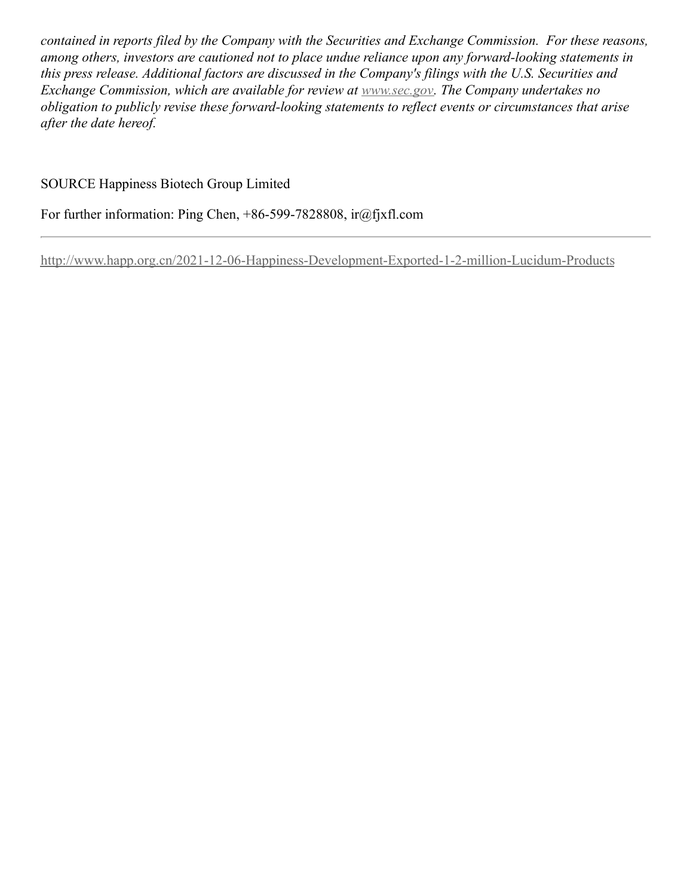*contained in reports filed by the Company with the Securities and Exchange Commission. For these reasons, among others, investors are cautioned not to place undue reliance upon any forward-looking statements in this press release. Additional factors are discussed in the Company's filings with the U.S. Securities and Exchange Commission, which are available for review at [www.sec.gov](http://www.sec.gov). The Company undertakes no obligation to publicly revise these forward-looking statements to reflect events or circumstances that arise after the date hereof.*

SOURCE Happiness Biotech Group Limited

For further information: Ping Chen, +86-599-7828808, ir@fjxfl.com

---

http://www.happ.org.cn/2021-12-06-Happiness-Development-Exported-1-2-million-Lucidum-Products